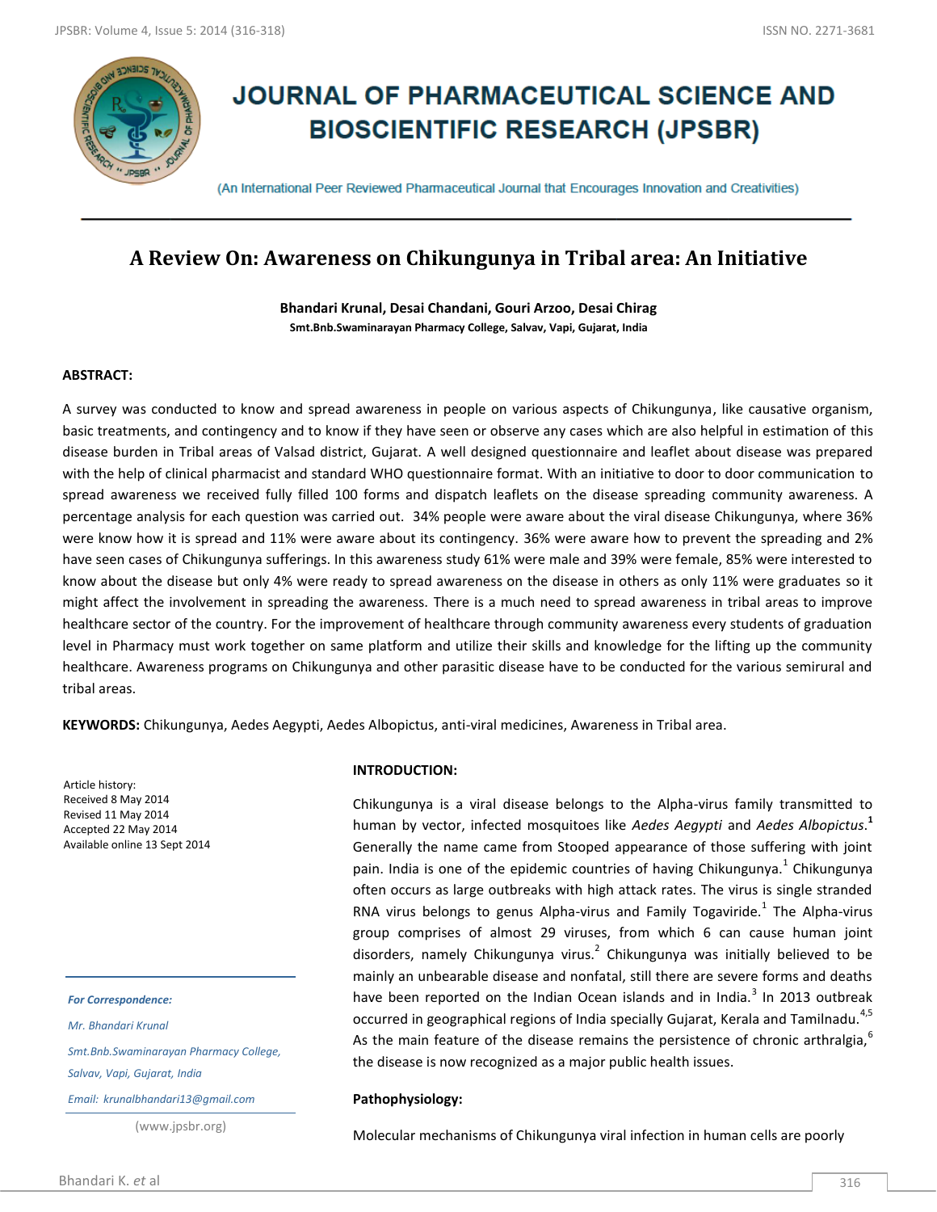# JOURNAL OF PHARMACEUTICAL SCIENCE AND BIOSCIENTIFIC RESEARCH (JPSBR)

(An International Peer Reviewed Pharmaceutical Journal that Encourages Innovation and Creativities)

## A Review On: Awareness on Chikungunya in Tribal area: An Initiative

**Bhandari Krunal, Desai Chandani, Gouri Arzoo, Desai Chirag**

**Smt.Bnb.Swaminarayan Pharmacy College, Salvav, Vapi, Gujarat, India**

### ABSTRACT:

A survey was conducted to know and spread awareness in people on various aspects of Chikungunya, like causative organism, basic treatments, and contingency and to know if they have seen or observe any cases which are also helpful in estimation of this disease burden in Tribal areas of Valsad district, Gujarat. A well designed questionnaire and leaflet about disease was prepared with the help of clinical pharmacist and standard WHO questionnaire format. With an initiative to door to door communication to spread awareness we received fully filled 100 forms and dispatch leaflets on the disease spreading community awareness. A percentage analysis for each question was carried out. 34% people were aware about the viral disease Chikungunya, where 36% were know how it is spread and 11% were aware about its contingency. 36% were aware how to prevent the spreading and 2% have seen cases of Chikungunya sufferings. In this awareness study 61% were male and 39% were female, 85% were interested to know about the disease but only 4% were ready to spread awareness on the disease in others as only 11% were graduates so it might affect the involvement in spreading the awareness. There is a much need to spread awareness in tribal areas to improve healthcare sector of the country. For the improvement of healthcare through community awareness every students of graduation level in Pharmacy must work together on same platform and utilize their skills and knowledge for the lifting up the community healthcare. Awareness programs on Chikungunya and other parasitic disease have to be conducted for the various semirural and tribal areas.

**KEYWORDS:** Chikungunya, Aedes Aegypti, Aedes Albopictus, anti-viral medicines, Awareness in Tribal area.

Article history:
Received 8 May 2014
Revised 11 May 2014
Accepted 22 May 2014
Available online 13 Sept 2014

*For Correspondence:*

*Mr. Bhandari Krunal*

*Smt.Bnb.Swaminarayan Pharmacy College, Salvav, Vapi, Gujarat, India*

*Email: krunalbhandari13@gmail.com*

(www.jpsbr.org)

### INTRODUCTION:

Chikungunya is a viral disease belongs to the Alpha-virus family transmitted to human by vector, infected mosquitoes like *Aedes Aegypti* and *Aedes Albopictus*.[1] Generally the name came from Stooped appearance of those suffering with joint pain. India is one of the epidemic countries of having Chikungunya.[1] Chikungunya often occurs as large outbreaks with high attack rates. The virus is single stranded RNA virus belongs to genus Alpha-virus and Family Togaviride.[1] The Alpha-virus group comprises of almost 29 viruses, from which 6 can cause human joint disorders, namely Chikungunya virus.[2] Chikungunya was initially believed to be mainly an unbearable disease and nonfatal, still there are severe forms and deaths have been reported on the Indian Ocean islands and in India.[3] In 2013 outbreak occurred in geographical regions of India specially Gujarat, Kerala and Tamilnadu.[4,5] As the main feature of the disease remains the persistence of chronic arthralgia,[6] the disease is now recognized as a major public health issues.

### Pathophysiology:

Molecular mechanisms of Chikungunya viral infection in human cells are poorly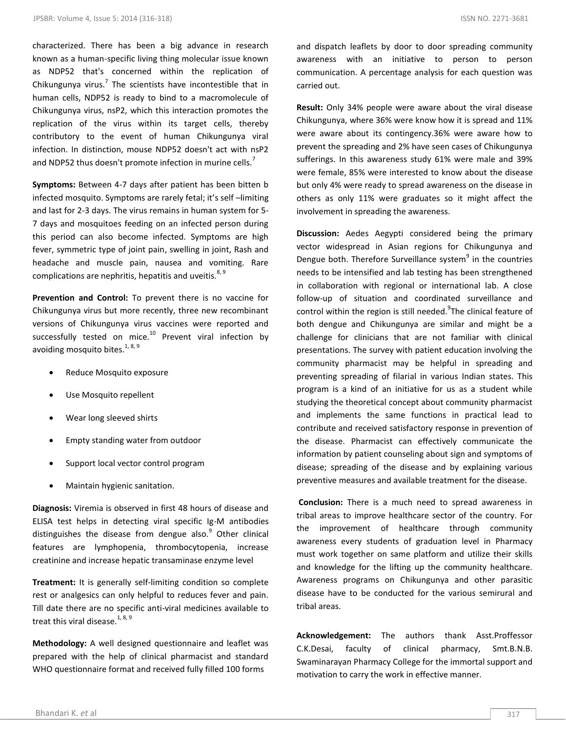characterized. There has been a big advance in research known as a human-specific living thing molecular issue known as NDP52 that's concerned within the replication of Chikungunya virus.[7] The scientists have incontestible that in human cells, NDP52 is ready to bind to a macromolecule of Chikungunya virus, nsP2, which this interaction promotes the replication of the virus within its target cells, thereby contributory to the event of human Chikungunya viral infection. In distinction, mouse NDP52 doesn't act with nsP2 and NDP52 thus doesn't promote infection in murine cells.[7]

**Symptoms:** Between 4-7 days after patient has been bitten b infected mosquito. Symptoms are rarely fetal; it's self –limiting and last for 2-3 days. The virus remains in human system for 5-7 days and mosquitoes feeding on an infected person during this period can also become infected. Symptoms are high fever, symmetric type of joint pain, swelling in joint, Rash and headache and muscle pain, nausea and vomiting. Rare complications are nephritis, hepatitis and uveitis.[8, 9]

**Prevention and Control:** To prevent there is no vaccine for Chikungunya virus but more recently, three new recombinant versions of Chikungunya virus vaccines were reported and successfully tested on mice.[10] Prevent viral infection by avoiding mosquito bites.[1, 8, 9]

- Reduce Mosquito exposure
- Use Mosquito repellent
- Wear long sleeved shirts
- Empty standing water from outdoor
- Support local vector control program
- Maintain hygienic sanitation.

**Diagnosis:** Viremia is observed in first 48 hours of disease and ELISA test helps in detecting viral specific Ig-M antibodies distinguishes the disease from dengue also.[9] Other clinical features are lymphopenia, thrombocytopenia, increase creatinine and increase hepatic transaminase enzyme level

**Treatment:** It is generally self-limiting condition so complete rest or analgesics can only helpful to reduces fever and pain. Till date there are no specific anti-viral medicines available to treat this viral disease.[1, 8, 9]

**Methodology:** A well designed questionnaire and leaflet was prepared with the help of clinical pharmacist and standard WHO questionnaire format and received fully filled 100 forms and dispatch leaflets by door to door spreading community awareness with an initiative to person to person communication. A percentage analysis for each question was carried out.

**Result:** Only 34% people were aware about the viral disease Chikungunya, where 36% were know how it is spread and 11% were aware about its contingency.36% were aware how to prevent the spreading and 2% have seen cases of Chikungunya sufferings. In this awareness study 61% were male and 39% were female, 85% were interested to know about the disease but only 4% were ready to spread awareness on the disease in others as only 11% were graduates so it might affect the involvement in spreading the awareness.

**Discussion:** Aedes Aegypti considered being the primary vector widespread in Asian regions for Chikungunya and Dengue both. Therefore Surveillance system[9] in the countries needs to be intensified and lab testing has been strengthened in collaboration with regional or international lab. A close follow-up of situation and coordinated surveillance and control within the region is still needed.[9]The clinical feature of both dengue and Chikungunya are similar and might be a challenge for clinicians that are not familiar with clinical presentations. The survey with patient education involving the community pharmacist may be helpful in spreading and preventing spreading of filarial in various Indian states. This program is a kind of an initiative for us as a student while studying the theoretical concept about community pharmacist and implements the same functions in practical lead to contribute and received satisfactory response in prevention of the disease. Pharmacist can effectively communicate the information by patient counseling about sign and symptoms of disease; spreading of the disease and by explaining various preventive measures and available treatment for the disease.

**Conclusion:** There is a much need to spread awareness in tribal areas to improve healthcare sector of the country. For the improvement of healthcare through community awareness every students of graduation level in Pharmacy must work together on same platform and utilize their skills and knowledge for the lifting up the community healthcare. Awareness programs on Chikungunya and other parasitic disease have to be conducted for the various semirural and tribal areas.

**Acknowledgement:** The authors thank Asst.Proffessor C.K.Desai, faculty of clinical pharmacy, Smt.B.N.B. Swaminarayan Pharmacy College for the immortal support and motivation to carry the work in effective manner.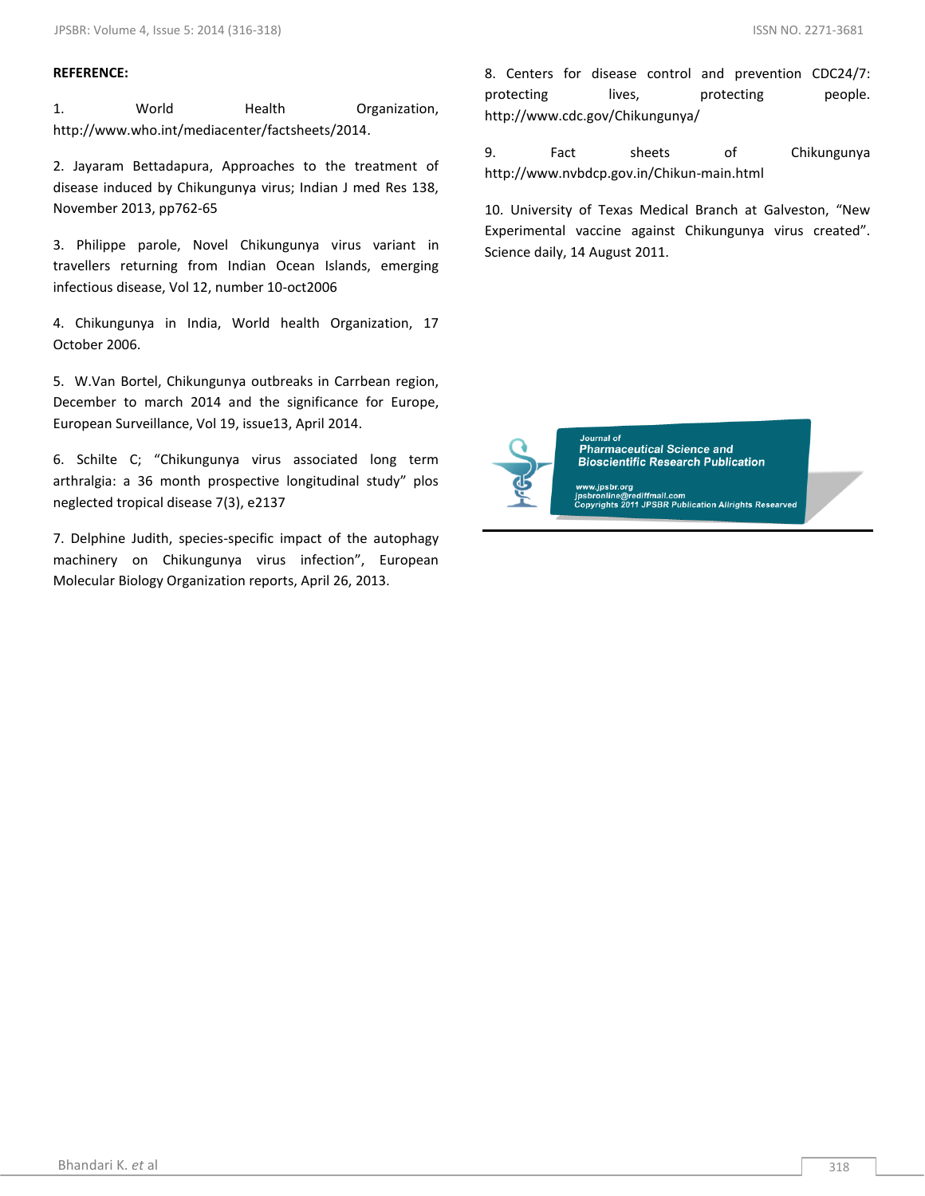**REFERENCE:**

1. World Health Organization, http://www.who.int/mediacenter/factsheets/2014.

2. Jayaram Bettadapura, Approaches to the treatment of disease induced by Chikungunya virus; Indian J med Res 138, November 2013, pp762-65

3. Philippe parole, Novel Chikungunya virus variant in travellers returning from Indian Ocean Islands, emerging infectious disease, Vol 12, number 10-oct2006

4. Chikungunya in India, World health Organization, 17 October 2006.

5. W.Van Bortel, Chikungunya outbreaks in Carrbean region, December to march 2014 and the significance for Europe, European Surveillance, Vol 19, issue13, April 2014.

6. Schilte C; "Chikungunya virus associated long term arthralgia: a 36 month prospective longitudinal study" plos neglected tropical disease 7(3), e2137

7. Delphine Judith, species-specific impact of the autophagy machinery on Chikungunya virus infection", European Molecular Biology Organization reports, April 26, 2013.

8. Centers for disease control and prevention CDC24/7: protecting lives, protecting people. http://www.cdc.gov/Chikungunya/

9. Fact sheets of Chikungunya http://www.nvbdcp.gov.in/Chikun-main.html

10. University of Texas Medical Branch at Galveston, "New Experimental vaccine against Chikungunya virus created". Science daily, 14 August 2011.

Journal of
Pharmaceutical Science and
Bioscientific Research Publication

www.jpsbr.org
jpsbronline@rediffmail.com
Copyrights 2011 JPSBR Publication Allrights Researved